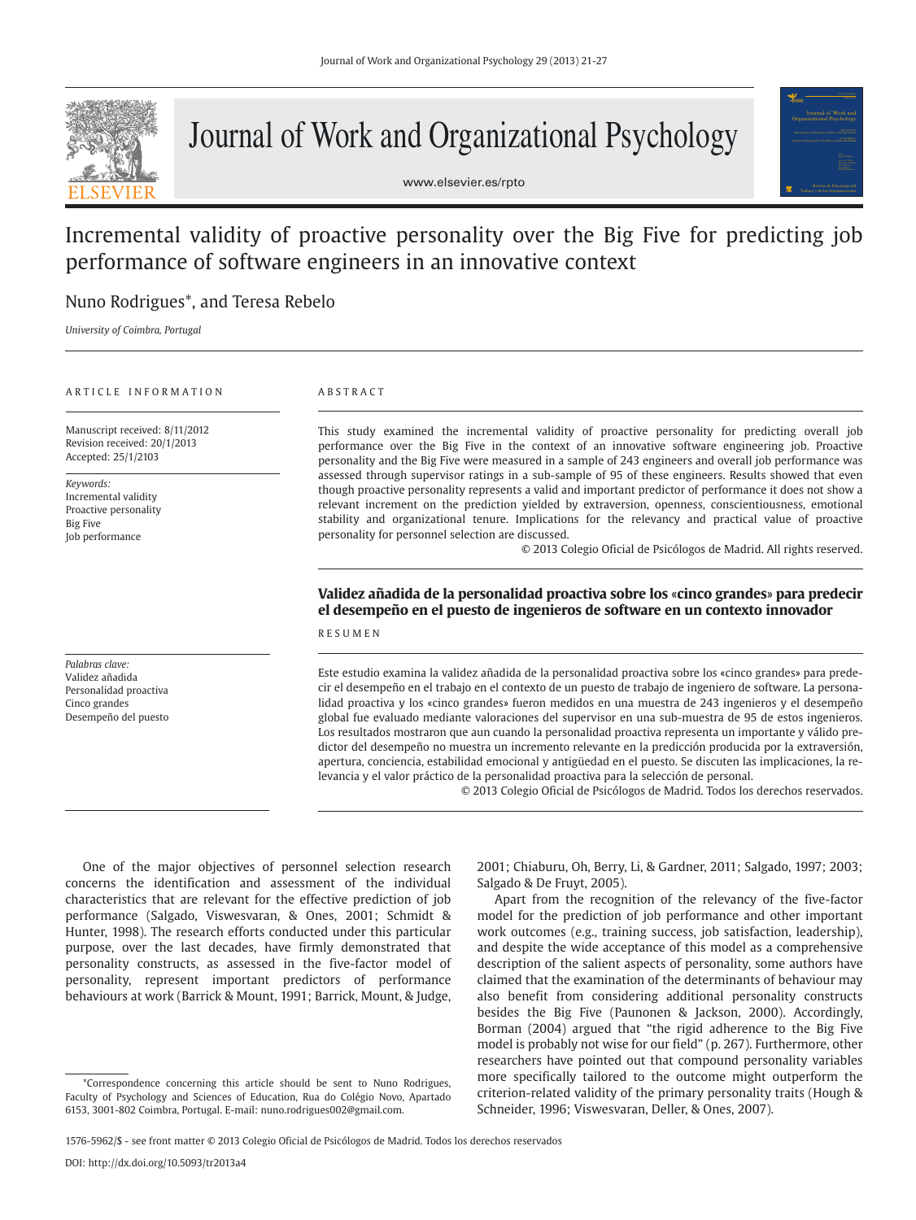# Incremental validity of proactive personality over the Big Five for predicting job performance of software engineers in an innovative context

Nuno Rodrigues*, and Teresa Rebelo

*University of Coimbra, Portugal*

ARTICLE INFORMATION

Manuscript received: 8/11/2012
Revision received: 20/1/2013
Accepted: 25/1/2103

*Keywords:*
Incremental validity
Proactive personality
Big Five
Job performance

ABSTRACT

This study examined the incremental validity of proactive personality for predicting overall job performance over the Big Five in the context of an innovative software engineering job. Proactive personality and the Big Five were measured in a sample of 243 engineers and overall job performance was assessed through supervisor ratings in a sub-sample of 95 of these engineers. Results showed that even though proactive personality represents a valid and important predictor of performance it does not show a relevant increment on the prediction yielded by extraversion, openness, conscientiousness, emotional stability and organizational tenure. Implications for the relevancy and practical value of proactive personality for personnel selection are discussed.

© 2013 Colegio Oficial de Psicólogos de Madrid. All rights reserved.

**Validez añadida de la personalidad proactiva sobre los «cinco grandes» para predecir el desempeño en el puesto de ingenieros de software en un contexto innovador**

*Palabras clave:*
Validez añadida
Personalidad proactiva
Cinco grandes
Desempeño del puesto

RESUMEN

Este estudio examina la validez añadida de la personalidad proactiva sobre los «cinco grandes» para predecir el desempeño en el trabajo en el contexto de un puesto de trabajo de ingeniero de software. La personalidad proactiva y los «cinco grandes» fueron medidos en una muestra de 243 ingenieros y el desempeño global fue evaluado mediante valoraciones del supervisor en una sub-muestra de 95 de estos ingenieros. Los resultados mostraron que aun cuando la personalidad proactiva representa un importante y válido predictor del desempeño no muestra un incremento relevante en la predicción producida por la extraversión, apertura, conciencia, estabilidad emocional y antigüedad en el puesto. Se discuten las implicaciones, la relevancia y el valor práctico de la personalidad proactiva para la selección de personal.

© 2013 Colegio Oficial de Psicólogos de Madrid. Todos los derechos reservados.

One of the major objectives of personnel selection research concerns the identification and assessment of the individual characteristics that are relevant for the effective prediction of job performance (Salgado, Viswesvaran, & Ones, 2001; Schmidt & Hunter, 1998). The research efforts conducted under this particular purpose, over the last decades, have firmly demonstrated that personality constructs, as assessed in the five-factor model of personality, represent important predictors of performance behaviours at work (Barrick & Mount, 1991; Barrick, Mount, & Judge, 2001; Chiaburu, Oh, Berry, Li, & Gardner, 2011; Salgado, 1997; 2003; Salgado & De Fruyt, 2005).

Apart from the recognition of the relevancy of the five-factor model for the prediction of job performance and other important work outcomes (e.g., training success, job satisfaction, leadership), and despite the wide acceptance of this model as a comprehensive description of the salient aspects of personality, some authors have claimed that the examination of the determinants of behaviour may also benefit from considering additional personality constructs besides the Big Five (Paunonen & Jackson, 2000). Accordingly, Borman (2004) argued that "the rigid adherence to the Big Five model is probably not wise for our field" (p. 267). Furthermore, other researchers have pointed out that compound personality variables more specifically tailored to the outcome might outperform the criterion-related validity of the primary personality traits (Hough & Schneider, 1996; Viswesvaran, Deller, & Ones, 2007).

*Correspondence concerning this article should be sent to Nuno Rodrigues, Faculty of Psychology and Sciences of Education, Rua do Colégio Novo, Apartado 6153, 3001-802 Coimbra, Portugal. E-mail: nuno.rodrigues002@gmail.com.

1576-5962/$ - see front matter © 2013 Colegio Oficial de Psicólogos de Madrid. Todos los derechos reservados

DOI: http://dx.doi.org/10.5093/tr2013a4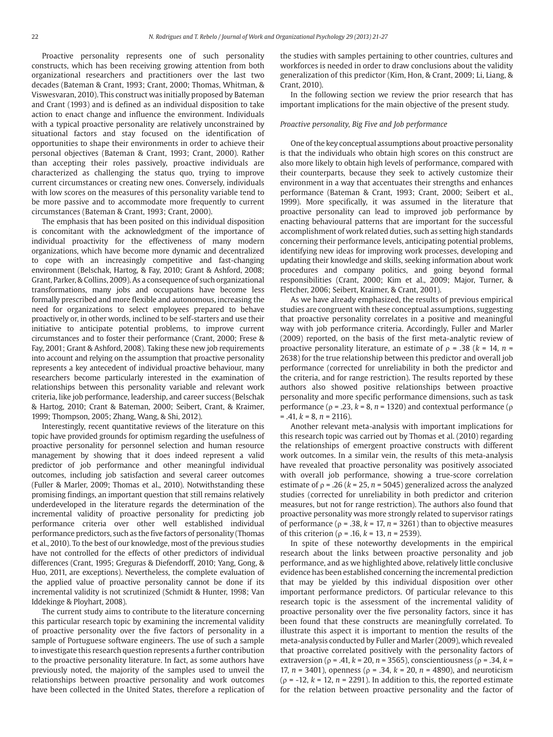Proactive personality represents one of such personality constructs, which has been receiving growing attention from both organizational researchers and practitioners over the last two decades (Bateman & Crant, 1993; Crant, 2000; Thomas, Whitman, & Viswesvaran, 2010). This construct was initially proposed by Bateman and Crant (1993) and is defined as an individual disposition to take action to enact change and influence the environment. Individuals with a typical proactive personality are relatively unconstrained by situational factors and stay focused on the identification of opportunities to shape their environments in order to achieve their personal objectives (Bateman & Crant, 1993; Crant, 2000). Rather than accepting their roles passively, proactive individuals are characterized as challenging the status quo, trying to improve current circumstances or creating new ones. Conversely, individuals with low scores on the measures of this personality variable tend to be more passive and to accommodate more frequently to current circumstances (Bateman & Crant, 1993; Crant, 2000).

The emphasis that has been posited on this individual disposition is concomitant with the acknowledgment of the importance of individual proactivity for the effectiveness of many modern organizations, which have become more dynamic and decentralized to cope with an increasingly competitive and fast-changing environment (Belschak, Hartog, & Fay, 2010; Grant & Ashford, 2008; Grant, Parker, & Collins, 2009). As a consequence of such organizational transformations, many jobs and occupations have become less formally prescribed and more flexible and autonomous, increasing the need for organizations to select employees prepared to behave proactively or, in other words, inclined to be self-starters and use their initiative to anticipate potential problems, to improve current circumstances and to foster their performance (Crant, 2000; Frese & Fay, 2001; Grant & Ashford, 2008). Taking these new job requirements into account and relying on the assumption that proactive personality represents a key antecedent of individual proactive behaviour, many researchers become particularly interested in the examination of relationships between this personality variable and relevant work criteria, like job performance, leadership, and career success (Belschak & Hartog, 2010; Crant & Bateman, 2000; Seibert, Crant, & Kraimer, 1999; Thompson, 2005; Zhang, Wang, & Shi, 2012).

Interestingly, recent quantitative reviews of the literature on this topic have provided grounds for optimism regarding the usefulness of proactive personality for personnel selection and human resource management by showing that it does indeed represent a valid predictor of job performance and other meaningful individual outcomes, including job satisfaction and several career outcomes (Fuller & Marler, 2009; Thomas et al., 2010). Notwithstanding these promising findings, an important question that still remains relatively underdeveloped in the literature regards the determination of the incremental validity of proactive personality for predicting job performance criteria over other well established individual performance predictors, such as the five factors of personality (Thomas et al., 2010). To the best of our knowledge, most of the previous studies have not controlled for the effects of other predictors of individual differences (Crant, 1995; Greguras & Diefendorff, 2010; Yang, Gong, & Huo, 2011, are exceptions). Nevertheless, the complete evaluation of the applied value of proactive personality cannot be done if its incremental validity is not scrutinized (Schmidt & Hunter, 1998; Van Iddekinge & Ployhart, 2008).

The current study aims to contribute to the literature concerning this particular research topic by examining the incremental validity of proactive personality over the five factors of personality in a sample of Portuguese software engineers. The use of such a sample to investigate this research question represents a further contribution to the proactive personality literature. In fact, as some authors have previously noted, the majority of the samples used to unveil the relationships between proactive personality and work outcomes have been collected in the United States, therefore a replication of the studies with samples pertaining to other countries, cultures and workforces is needed in order to draw conclusions about the validity generalization of this predictor (Kim, Hon, & Crant, 2009; Li, Liang, & Crant, 2010).

In the following section we review the prior research that has important implications for the main objective of the present study.

### *Proactive personality, Big Five and Job performance*

One of the key conceptual assumptions about proactive personality is that the individuals who obtain high scores on this construct are also more likely to obtain high levels of performance, compared with their counterparts, because they seek to actively customize their environment in a way that accentuates their strengths and enhances performance (Bateman & Crant, 1993; Crant, 2000; Seibert et al., 1999). More specifically, it was assumed in the literature that proactive personality can lead to improved job performance by enacting behavioural patterns that are important for the successful accomplishment of work related duties, such as setting high standards concerning their performance levels, anticipating potential problems, identifying new ideas for improving work processes, developing and updating their knowledge and skills, seeking information about work procedures and company politics, and going beyond formal responsibilities (Crant, 2000; Kim et al., 2009; Major, Turner, & Fletcher, 2006; Seibert, Kraimer, & Crant, 2001).

As we have already emphasized, the results of previous empirical studies are congruent with these conceptual assumptions, suggesting that proactive personality correlates in a positive and meaningful way with job performance criteria. Accordingly, Fuller and Marler (2009) reported, on the basis of the first meta-analytic review of proactive personality literature, an estimate of $\rho$ = .38 ($k$ = 14, $n$ = 2638) for the true relationship between this predictor and overall job performance (corrected for unreliability in both the predictor and the criteria, and for range restriction). The results reported by these authors also showed positive relationships between proactive personality and more specific performance dimensions, such as task performance ($\rho$ = .23, $k$ = 8, $n$ = 1320) and contextual performance ($\rho$ = .41, $k$ = 8, $n$ = 2116).

Another relevant meta-analysis with important implications for this research topic was carried out by Thomas et al. (2010) regarding the relationships of emergent proactive constructs with different work outcomes. In a similar vein, the results of this meta-analysis have revealed that proactive personality was positively associated with overall job performance, showing a true-score correlation estimate of $\rho$ = .26 ($k$ = 25, $n$ = 5045) generalized across the analyzed studies (corrected for unreliability in both predictor and criterion measures, but not for range restriction). The authors also found that proactive personality was more strongly related to supervisor ratings of performance ($\rho$ = .38, $k$ = 17, $n$ = 3261) than to objective measures of this criterion ($\rho$ = .16, $k$ = 13, $n$ = 2539).

In spite of these noteworthy developments in the empirical research about the links between proactive personality and job performance, and as we highlighted above, relatively little conclusive evidence has been established concerning the incremental prediction that may be yielded by this individual disposition over other important performance predictors. Of particular relevance to this research topic is the assessment of the incremental validity of proactive personality over the five personality factors, since it has been found that these constructs are meaningfully correlated. To illustrate this aspect it is important to mention the results of the meta-analysis conducted by Fuller and Marler (2009), which revealed that proactive correlated positively with the personality factors of extraversion ($\rho$ = .41, $k$ = 20, $n$ = 3565), conscientiousness ($\rho$ = .34, $k$ = 17, $n$ = 3401), openness ($\rho$ = .34, $k$ = 20, $n$ = 4890), and neuroticism ($\rho$ = -12, $k$ = 12, $n$ = 2291). In addition to this, the reported estimate for the relation between proactive personality and the factor of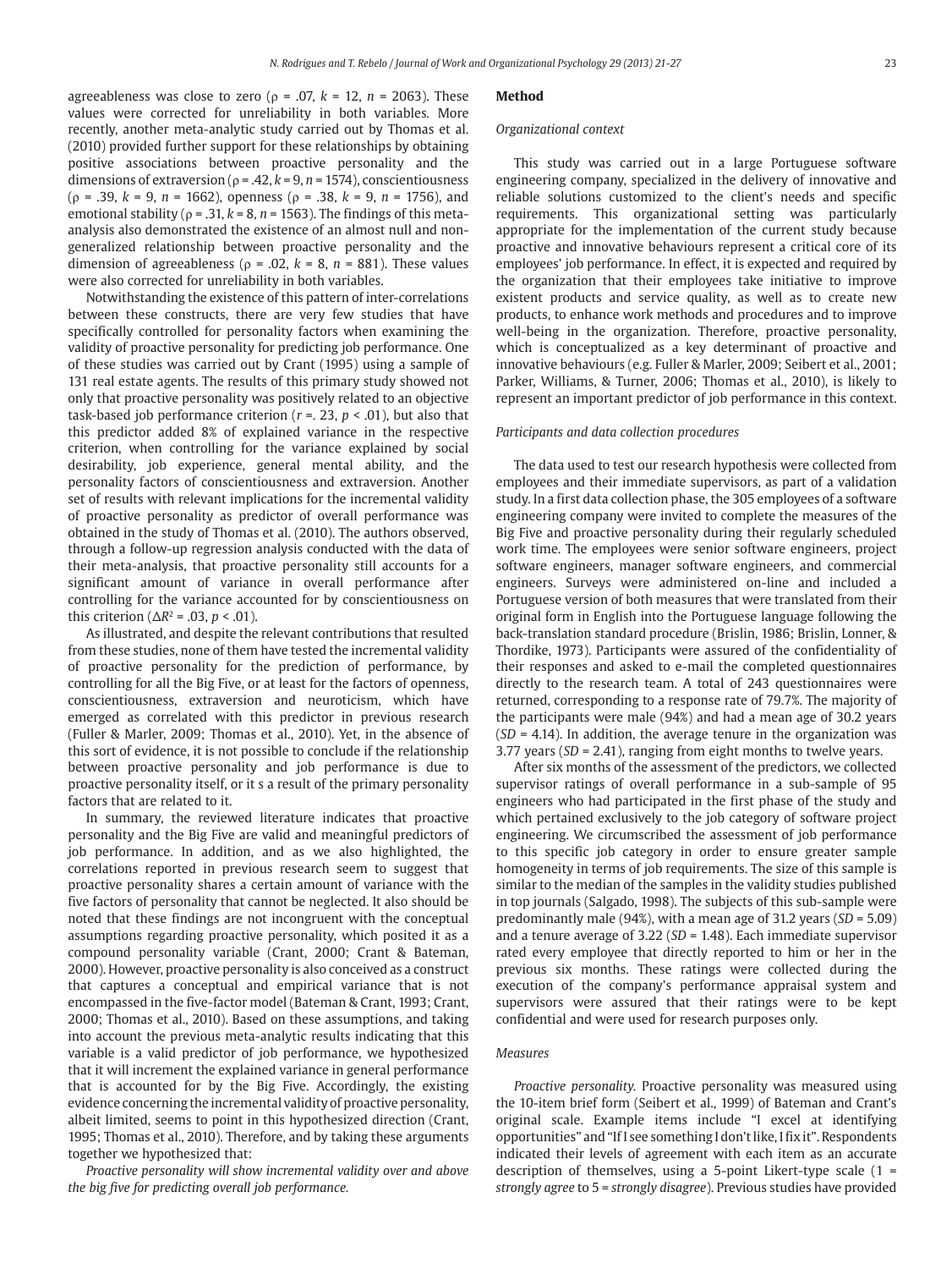agreeableness was close to zero (ρ = .07, $k$ = 12, $n$ = 2063). These values were corrected for unreliability in both variables. More recently, another meta-analytic study carried out by Thomas et al. (2010) provided further support for these relationships by obtaining positive associations between proactive personality and the dimensions of extraversion (ρ = .42, $k$ = 9, $n$ = 1574), conscientiousness (ρ = .39, $k$ = 9, $n$ = 1662), openness (ρ = .38, $k$ = 9, $n$ = 1756), and emotional stability (ρ = .31, $k$ = 8, $n$ = 1563). The findings of this meta-analysis also demonstrated the existence of an almost null and non-generalized relationship between proactive personality and the dimension of agreeableness (ρ = .02, $k$ = 8, $n$ = 881). These values were also corrected for unreliability in both variables.

Notwithstanding the existence of this pattern of inter-correlations between these constructs, there are very few studies that have specifically controlled for personality factors when examining the validity of proactive personality for predicting job performance. One of these studies was carried out by Crant (1995) using a sample of 131 real estate agents. The results of this primary study showed not only that proactive personality was positively related to an objective task-based job performance criterion ($r$ =. 23, $p$ < .01), but also that this predictor added 8% of explained variance in the respective criterion, when controlling for the variance explained by social desirability, job experience, general mental ability, and the personality factors of conscientiousness and extraversion. Another set of results with relevant implications for the incremental validity of proactive personality as predictor of overall performance was obtained in the study of Thomas et al. (2010). The authors observed, through a follow-up regression analysis conducted with the data of their meta-analysis, that proactive personality still accounts for a significant amount of variance in overall performance after controlling for the variance accounted for by conscientiousness on this criterion ($\Delta R^2$ = .03, $p$ < .01).

As illustrated, and despite the relevant contributions that resulted from these studies, none of them have tested the incremental validity of proactive personality for the prediction of performance, by controlling for all the Big Five, or at least for the factors of openness, conscientiousness, extraversion and neuroticism, which have emerged as correlated with this predictor in previous research (Fuller & Marler, 2009; Thomas et al., 2010). Yet, in the absence of this sort of evidence, it is not possible to conclude if the relationship between proactive personality and job performance is due to proactive personality itself, or it s a result of the primary personality factors that are related to it.

In summary, the reviewed literature indicates that proactive personality and the Big Five are valid and meaningful predictors of job performance. In addition, and as we also highlighted, the correlations reported in previous research seem to suggest that proactive personality shares a certain amount of variance with the five factors of personality that cannot be neglected. It also should be noted that these findings are not incongruent with the conceptual assumptions regarding proactive personality, which posited it as a compound personality variable (Crant, 2000; Crant & Bateman, 2000). However, proactive personality is also conceived as a construct that captures a conceptual and empirical variance that is not encompassed in the five-factor model (Bateman & Crant, 1993; Crant, 2000; Thomas et al., 2010). Based on these assumptions, and taking into account the previous meta-analytic results indicating that this variable is a valid predictor of job performance, we hypothesized that it will increment the explained variance in general performance that is accounted for by the Big Five. Accordingly, the existing evidence concerning the incremental validity of proactive personality, albeit limited, seems to point in this hypothesized direction (Crant, 1995; Thomas et al., 2010). Therefore, and by taking these arguments together we hypothesized that:

*Proactive personality will show incremental validity over and above the big five for predicting overall job performance.*

## Method

### Organizational context

This study was carried out in a large Portuguese software engineering company, specialized in the delivery of innovative and reliable solutions customized to the client's needs and specific requirements. This organizational setting was particularly appropriate for the implementation of the current study because proactive and innovative behaviours represent a critical core of its employees' job performance. In effect, it is expected and required by the organization that their employees take initiative to improve existent products and service quality, as well as to create new products, to enhance work methods and procedures and to improve well-being in the organization. Therefore, proactive personality, which is conceptualized as a key determinant of proactive and innovative behaviours (e.g. Fuller & Marler, 2009; Seibert et al., 2001; Parker, Williams, & Turner, 2006; Thomas et al., 2010), is likely to represent an important predictor of job performance in this context.

### Participants and data collection procedures

The data used to test our research hypothesis were collected from employees and their immediate supervisors, as part of a validation study. In a first data collection phase, the 305 employees of a software engineering company were invited to complete the measures of the Big Five and proactive personality during their regularly scheduled work time. The employees were senior software engineers, project software engineers, manager software engineers, and commercial engineers. Surveys were administered on-line and included a Portuguese version of both measures that were translated from their original form in English into the Portuguese language following the back-translation standard procedure (Brislin, 1986; Brislin, Lonner, & Thordike, 1973). Participants were assured of the confidentiality of their responses and asked to e-mail the completed questionnaires directly to the research team. A total of 243 questionnaires were returned, corresponding to a response rate of 79.7%. The majority of the participants were male (94%) and had a mean age of 30.2 years ($SD$ = 4.14). In addition, the average tenure in the organization was 3.77 years ($SD$ = 2.41), ranging from eight months to twelve years.

After six months of the assessment of the predictors, we collected supervisor ratings of overall performance in a sub-sample of 95 engineers who had participated in the first phase of the study and which pertained exclusively to the job category of software project engineering. We circumscribed the assessment of job performance to this specific job category in order to ensure greater sample homogeneity in terms of job requirements. The size of this sample is similar to the median of the samples in the validity studies published in top journals (Salgado, 1998). The subjects of this sub-sample were predominantly male (94%), with a mean age of 31.2 years ($SD$ = 5.09) and a tenure average of 3.22 ($SD$ = 1.48). Each immediate supervisor rated every employee that directly reported to him or her in the previous six months. These ratings were collected during the execution of the company's performance appraisal system and supervisors were assured that their ratings were to be kept confidential and were used for research purposes only.

### Measures

*Proactive personality.* Proactive personality was measured using the 10-item brief form (Seibert et al., 1999) of Bateman and Crant's original scale. Example items include "I excel at identifying opportunities" and "If I see something I don't like, I fix it". Respondents indicated their levels of agreement with each item as an accurate description of themselves, using a 5-point Likert-type scale (1 = *strongly agree* to 5 = *strongly disagree*). Previous studies have provided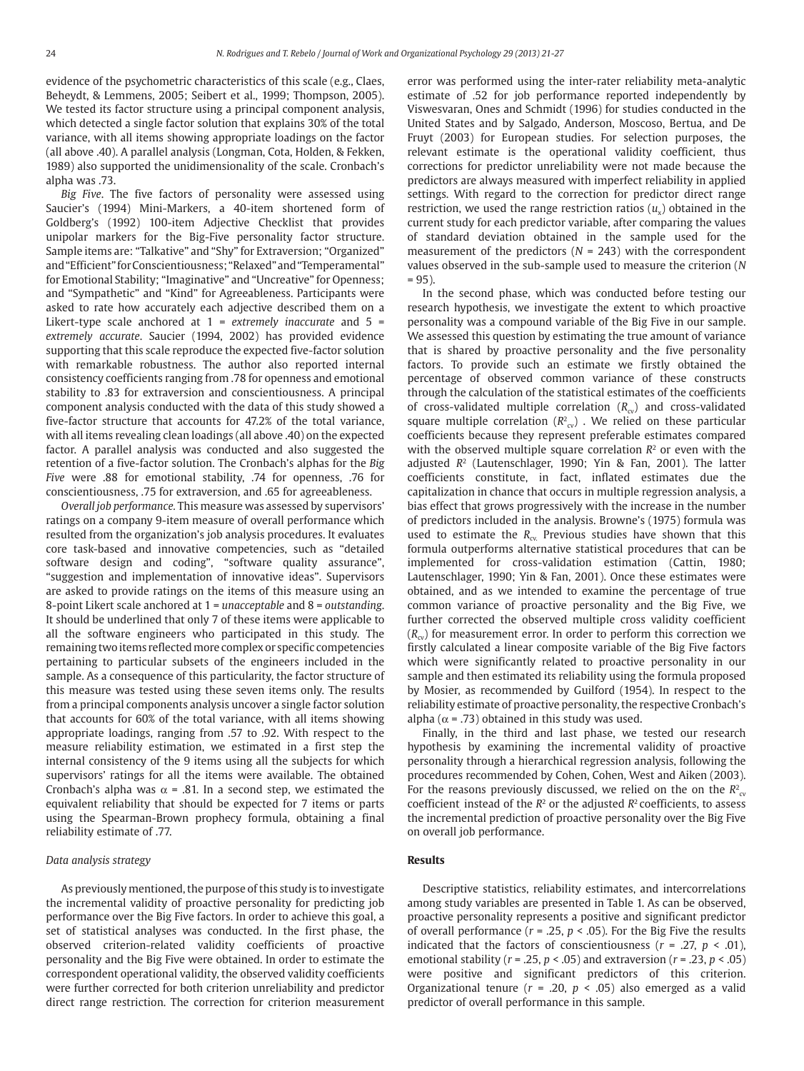evidence of the psychometric characteristics of this scale (e.g., Claes, Beheydt, & Lemmens, 2005; Seibert et al., 1999; Thompson, 2005). We tested its factor structure using a principal component analysis, which detected a single factor solution that explains 30% of the total variance, with all items showing appropriate loadings on the factor (all above .40). A parallel analysis (Longman, Cota, Holden, & Fekken, 1989) also supported the unidimensionality of the scale. Cronbach's alpha was .73.

*Big Five*. The five factors of personality were assessed using Saucier's (1994) Mini-Markers, a 40-item shortened form of Goldberg's (1992) 100-item Adjective Checklist that provides unipolar markers for the Big-Five personality factor structure. Sample items are: "Talkative" and "Shy" for Extraversion; "Organized" and "Efficient" for Conscientiousness; "Relaxed" and "Temperamental" for Emotional Stability; "Imaginative" and "Uncreative" for Openness; and "Sympathetic" and "Kind" for Agreeableness. Participants were asked to rate how accurately each adjective described them on a Likert-type scale anchored at 1 = *extremely inaccurate* and 5 = *extremely accurate*. Saucier (1994, 2002) has provided evidence supporting that this scale reproduce the expected five-factor solution with remarkable robustness. The author also reported internal consistency coefficients ranging from .78 for openness and emotional stability to .83 for extraversion and conscientiousness. A principal component analysis conducted with the data of this study showed a five-factor structure that accounts for 47.2% of the total variance, with all items revealing clean loadings (all above .40) on the expected factor. A parallel analysis was conducted and also suggested the retention of a five-factor solution. The Cronbach's alphas for the *Big Five* were .88 for emotional stability, .74 for openness, .76 for conscientiousness, .75 for extraversion, and .65 for agreeableness.

*Overall job performance*. This measure was assessed by supervisors' ratings on a company 9-item measure of overall performance which resulted from the organization's job analysis procedures. It evaluates core task-based and innovative competencies, such as "detailed software design and coding", "software quality assurance", "suggestion and implementation of innovative ideas". Supervisors are asked to provide ratings on the items of this measure using an 8-point Likert scale anchored at 1 = *unacceptable* and 8 = *outstanding*. It should be underlined that only 7 of these items were applicable to all the software engineers who participated in this study. The remaining two items reflected more complex or specific competencies pertaining to particular subsets of the engineers included in the sample. As a consequence of this particularity, the factor structure of this measure was tested using these seven items only. The results from a principal components analysis uncover a single factor solution that accounts for 60% of the total variance, with all items showing appropriate loadings, ranging from .57 to .92. With respect to the measure reliability estimation, we estimated in a first step the internal consistency of the 9 items using all the subjects for which supervisors' ratings for all the items were available. The obtained Cronbach's alpha was $\alpha$ = .81. In a second step, we estimated the equivalent reliability that should be expected for 7 items or parts using the Spearman-Brown prophecy formula, obtaining a final reliability estimate of .77.

### *Data analysis strategy*

As previously mentioned, the purpose of this study is to investigate the incremental validity of proactive personality for predicting job performance over the Big Five factors. In order to achieve this goal, a set of statistical analyses was conducted. In the first phase, the observed criterion-related validity coefficients of proactive personality and the Big Five were obtained. In order to estimate the correspondent operational validity, the observed validity coefficients were further corrected for both criterion unreliability and predictor direct range restriction. The correction for criterion measurement error was performed using the inter-rater reliability meta-analytic estimate of .52 for job performance reported independently by Viswesvaran, Ones and Schmidt (1996) for studies conducted in the United States and by Salgado, Anderson, Moscoso, Bertua, and De Fruyt (2003) for European studies. For selection purposes, the relevant estimate is the operational validity coefficient, thus corrections for predictor unreliability were not made because the predictors are always measured with imperfect reliability in applied settings. With regard to the correction for predictor direct range restriction, we used the range restriction ratios ($u_x$) obtained in the current study for each predictor variable, after comparing the values of standard deviation obtained in the sample used for the measurement of the predictors ($N$ = 243) with the correspondent values observed in the sub-sample used to measure the criterion ($N$ = 95).

In the second phase, which was conducted before testing our research hypothesis, we investigate the extent to which proactive personality was a compound variable of the Big Five in our sample. We assessed this question by estimating the true amount of variance that is shared by proactive personality and the five personality factors. To provide such an estimate we firstly obtained the percentage of observed common variance of these constructs through the calculation of the statistical estimates of the coefficients of cross-validated multiple correlation ($R_{cv}$) and cross-validated square multiple correlation ($R^2_{cv}$). We relied on these particular coefficients because they represent preferable estimates compared with the observed multiple square correlation $R^2$ or even with the adjusted $R^2$ (Lautenschlager, 1990; Yin & Fan, 2001). The latter coefficients constitute, in fact, inflated estimates due the capitalization in chance that occurs in multiple regression analysis, a bias effect that grows progressively with the increase in the number of predictors included in the analysis. Browne's (1975) formula was used to estimate the $R_{cv}$. Previous studies have shown that this formula outperforms alternative statistical procedures that can be implemented for cross-validation estimation (Cattin, 1980; Lautenschlager, 1990; Yin & Fan, 2001). Once these estimates were obtained, and as we intended to examine the percentage of true common variance of proactive personality and the Big Five, we further corrected the observed multiple cross validity coefficient ($R_{cv}$) for measurement error. In order to perform this correction we firstly calculated a linear composite variable of the Big Five factors which were significantly related to proactive personality in our sample and then estimated its reliability using the formula proposed by Mosier, as recommended by Guilford (1954). In respect to the reliability estimate of proactive personality, the respective Cronbach's alpha ($\alpha$ = .73) obtained in this study was used.

Finally, in the third and last phase, we tested our research hypothesis by examining the incremental validity of proactive personality through a hierarchical regression analysis, following the procedures recommended by Cohen, Cohen, West and Aiken (2003). For the reasons previously discussed, we relied on the on the $R^2_{cv}$ coefficient instead of the $R^2$ or the adjusted $R^2$ coefficients, to assess the incremental prediction of proactive personality over the Big Five on overall job performance.

## Results

Descriptive statistics, reliability estimates, and intercorrelations among study variables are presented in Table 1. As can be observed, proactive personality represents a positive and significant predictor of overall performance ($r$ = .25, $p$ < .05). For the Big Five the results indicated that the factors of conscientiousness ($r$ = .27, $p$ < .01), emotional stability ($r$ = .25, $p$ < .05) and extraversion ($r$ = .23, $p$ < .05) were positive and significant predictors of this criterion. Organizational tenure ($r$ = .20, $p$ < .05) also emerged as a valid predictor of overall performance in this sample.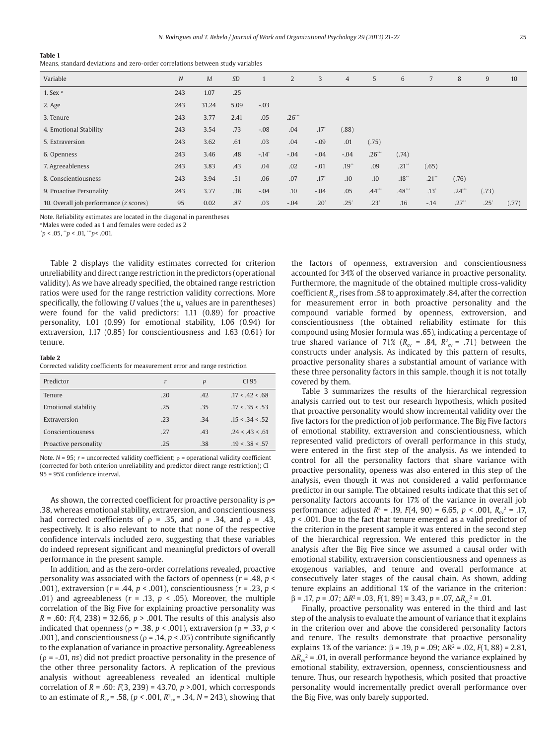**Table 1**
Means, standard deviations and zero-order correlations between study variables

| Variable | *N* | *M* | *SD* | 1 | 2 | 3 | 4 | 5 | 6 | 7 | 8 | 9 | 10 |
|---|---|---|---|---|---|---|---|---|---|---|---|---|---|
| 1. Sex [a] | 243 | 1.07 | .25 | | | | | | | | | | |
| 2. Age | 243 | 31.24 | 5.09 | -.03 | | | | | | | | | |
| 3. Tenure | 243 | 3.77 | 2.41 | .05 | .26*** | | | | | | | | |
| 4. Emotional Stability | 243 | 3.54 | .73 | -.08 | .04 | .17* | (.88) | | | | | | |
| 5. Extraversion | 243 | 3.62 | .61 | .03 | .04 | -.09 | .01 | (.75) | | | | | |
| 6. Openness | 243 | 3.46 | .48 | -.14* | -.04 | -.04 | -.04 | .26*** | (.74) | | | | |
| 7. Agreeableness | 243 | 3.83 | .43 | .04 | .02 | -.01 | .19** | .09 | .21** | (.65) | | | |
| 8. Conscientiousness | 243 | 3.94 | .51 | .06 | .07 | .17* | .10 | .10 | .18** | .21** | (.76) | | |
| 9. Proactive Personality | 243 | 3.77 | .38 | -.04 | .10 | -.04 | .05 | .44*** | .48*** | .13* | .24*** | (.73) | |
| 10. Overall job performance (*z* scores) | 95 | 0.02 | .87 | .03 | -.04 | .20* | .25* | .23* | .16 | -.14 | .27** | .25* | (.77) |

Note. Reliability estimates are located in the diagonal in parentheses
[a] Males were coded as 1 and females were coded as 2
*$p < .05$, **$p < .01$, ***$p < .001$.

Table 2 displays the validity estimates corrected for criterion unreliability and direct range restriction in the predictors (operational validity). As we have already specified, the obtained range restriction ratios were used for the range restriction validity corrections. More specifically, the following *U* values (the $u_x$ values are in parentheses) were found for the valid predictors: 1.11 (0.89) for proactive personality, 1.01 (0.99) for emotional stability, 1.06 (0.94) for extraversion, 1.17 (0.85) for conscientiousness and 1.63 (0.61) for tenure.

**Table 2**
Corrected validity coefficients for measurement error and range restriction

| Predictor | *r* | ρ | CI 95 |
|---|---|---|---|
| Tenure | .20 | .42 | .17 < .42 < .68 |
| Emotional stability | .25 | .35 | .17 < .35 < .53 |
| Extraversion | .23 | .34 | .15 < .34 < .52 |
| Conscientiousness | .27 | .43 | .24 < .43 < .61 |
| Proactive personality | .25 | .38 | .19 < .38 < .57 |

Note. *N* = 95; *r* = uncorrected validity coefficient; ρ = operational validity coefficient (corrected for both criterion unreliability and predictor direct range restriction); CI 95 = 95% confidence interval.

As shown, the corrected coefficient for proactive personality is $\rho = .38$, whereas emotional stability, extraversion, and conscientiousness had corrected coefficients of $\rho = .35$, and $\rho = .34$, and $\rho = .43$, respectively. It is also relevant to note that none of the respective confidence intervals included zero, suggesting that these variables do indeed represent significant and meaningful predictors of overall performance in the present sample.

In addition, and as the zero-order correlations revealed, proactive personality was associated with the factors of openness ($r = .48$, $p < .001$), extraversion ($r = .44$, $p < .001$), conscientiousness ($r = .23$, $p < .01$) and agreeableness ($r = .13$, $p < .05$). Moreover, the multiple correlation of the Big Five for explaining proactive personality was $R = .60$: $F(4, 238) = 32.66$, $p > .001$. The results of this analysis also indicated that openness ($\rho = .38$, $p < .001$), extraversion ($\rho = .33$, $p < .001$), and conscientiousness ($\rho = .14$, $p < .05$) contribute significantly to the explanation of variance in proactive personality. Agreeableness ($\rho = -.01$, *ns*) did not predict proactive personality in the presence of the other three personality factors. A replication of the previous analysis without agreeableness revealed an identical multiple correlation of $R = .60$: $F(3, 239) = 43.70$, $p > .001$, which corresponds to an estimate of $R_{cv} = .58$, ($p < .001$, $R^2_{cv} = .34$, $N = 243$), showing that the factors of openness, extraversion and conscientiousness accounted for 34% of the observed variance in proactive personality. Furthermore, the magnitude of the obtained multiple cross-validity coefficient $R_{cv}$ rises from .58 to approximately .84, after the correction for measurement error in both proactive personality and the compound variable formed by openness, extroversion, and conscientiousness (the obtained reliability estimate for this compound using Mosier formula was .65), indicating a percentage of true shared variance of 71% ($R_{cv} = .84$, $R^2_{cv} = .71$) between the constructs under analysis. As indicated by this pattern of results, proactive personality shares a substantial amount of variance with these three personality factors in this sample, though it is not totally covered by them.

Table 3 summarizes the results of the hierarchical regression analysis carried out to test our research hypothesis, which posited that proactive personality would show incremental validity over the five factors for the prediction of job performance. The Big Five factors of emotional stability, extraversion and conscientiousness, which represented valid predictors of overall performance in this study, were entered in the first step of the analysis. As we intended to control for all the personality factors that share variance with proactive personality, openess was also entered in this step of the analysis, even though it was not considered a valid performance predictor in our sample. The obtained results indicate that this set of personality factors accounts for 17% of the variance in overall job performance: adjusted $R^2 = .19$, $F(4, 90) = 6.65$, $p < .001$, $R_{cv}^2 = .17$, $p < .001$. Due to the fact that tenure emerged as a valid predictor of the criterion in the present sample it was entered in the second step of the hierarchical regression. We entered this predictor in the analysis after the Big Five since we assumed a causal order with emotional stability, extraversion conscientiousness and openness as exogenous variables, and tenure and overall performance at consecutively later stages of the causal chain. As shown, adding tenure explains an additional 1% of the variance in the criterion: $\beta = .17$, $p = .07$; $\Delta R^2 = .03$, $F(1, 89) = 3.43$, $p = .07$, $\Delta R_{cv}^2 = .01$.

Finally, proactive personality was entered in the third and last step of the analysis to evaluate the amount of variance that it explains in the criterion over and above the considered personality factors and tenure. The results demonstrate that proactive personality explains 1% of the variance: $\beta = .19$, $p = .09$; $\Delta R^2 = .02$, $F(1, 88) = 2.81$, $\Delta R_{cv}^2 = .01$, in overall performance beyond the variance explained by emotional stability, extraversion, openness, conscientiousness and tenure. Thus, our research hypothesis, which posited that proactive personality would incrementally predict overall performance over the Big Five, was only barely supported.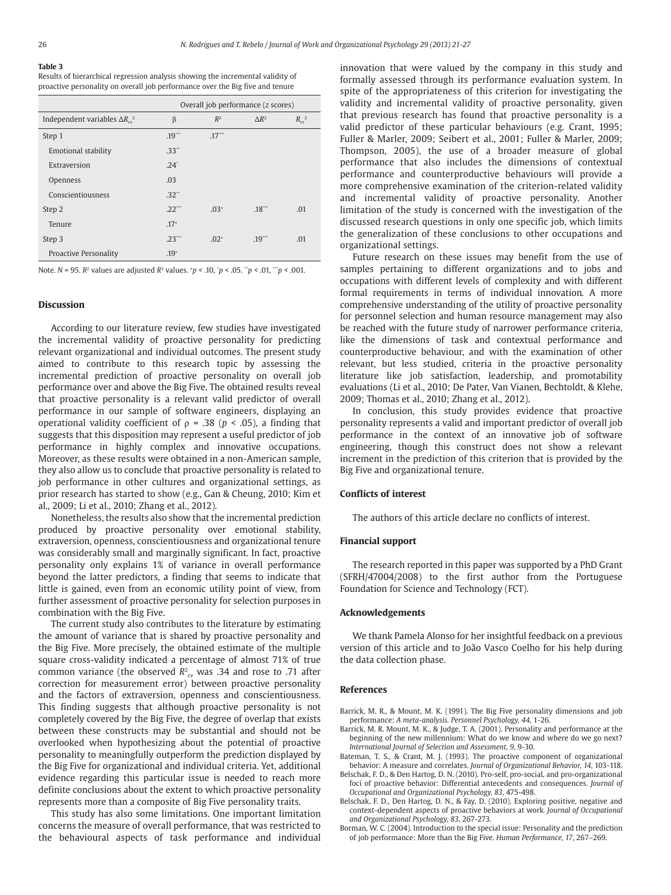**Table 3**
Results of hierarchical regression analysis showing the incremental validity of proactive personality on overall job performance over the Big five and tenure

| | Overall job performance (*z* scores) | | | |
|---|---|---|---|---|
| Independent variables $\Delta R_{cv}^2$ | β | $R^2$ | $\Delta R^2$ | $R_{cv}^2$ |
| Step 1 | .19*** | .17*** | | |
| Emotional stability | .33** | | | |
| Extraversion | .24* | | | |
| Openness | .03 | | | |
| Conscientiousness | .32** | | | |
| Step 2 | .22*** | .03+ | .18*** | .01 |
| Tenure | .17+ | | | |
| Step 3 | .23*** | .02+ | .19*** | .01 |
| Proactive Personality | .19+ | | | |

Note. *N* = 95. $R^2$ values are adjusted $R^2$ values. +$p < .10$, *$p < .05$. **$p < .01$, ***$p < .001$.

## Discussion

According to our literature review, few studies have investigated the incremental validity of proactive personality for predicting relevant organizational and individual outcomes. The present study aimed to contribute to this research topic by assessing the incremental prediction of proactive personality on overall job performance over and above the Big Five. The obtained results reveal that proactive personality is a relevant valid predictor of overall performance in our sample of software engineers, displaying an operational validity coefficient of ρ = .38 ($p < .05$), a finding that suggests that this disposition may represent a useful predictor of job performance in highly complex and innovative occupations. Moreover, as these results were obtained in a non-American sample, they also allow us to conclude that proactive personality is related to job performance in other cultures and organizational settings, as prior research has started to show (e.g., Gan & Cheung, 2010; Kim et al., 2009; Li et al., 2010; Zhang et al., 2012).

Nonetheless, the results also show that the incremental prediction produced by proactive personality over emotional stability, extraversion, openness, conscientiousness and organizational tenure was considerably small and marginally significant. In fact, proactive personality only explains 1% of variance in overall performance beyond the latter predictors, a finding that seems to indicate that little is gained, even from an economic utility point of view, from further assessment of proactive personality for selection purposes in combination with the Big Five.

The current study also contributes to the literature by estimating the amount of variance that is shared by proactive personality and the Big Five. More precisely, the obtained estimate of the multiple square cross-validity indicated a percentage of almost 71% of true common variance (the observed $R^2_{cv}$ was .34 and rose to .71 after correction for measurement error) between proactive personality and the factors of extraversion, openness and conscientiousness. This finding suggests that although proactive personality is not completely covered by the Big Five, the degree of overlap that exists between these constructs may be substantial and should not be overlooked when hypothesizing about the potential of proactive personality to meaningfully outperform the prediction displayed by the Big Five for organizational and individual criteria. Yet, additional evidence regarding this particular issue is needed to reach more definite conclusions about the extent to which proactive personality represents more than a composite of Big Five personality traits.

This study has also some limitations. One important limitation concerns the measure of overall performance, that was restricted to the behavioural aspects of task performance and individual innovation that were valued by the company in this study and formally assessed through its performance evaluation system. In spite of the appropriateness of this criterion for investigating the validity and incremental validity of proactive personality, given that previous research has found that proactive personality is a valid predictor of these particular behaviours (e.g. Crant, 1995; Fuller & Marler, 2009; Seibert et al., 2001; Fuller & Marler, 2009; Thompson, 2005), the use of a broader measure of global performance that also includes the dimensions of contextual performance and counterproductive behaviours will provide a more comprehensive examination of the criterion-related validity and incremental validity of proactive personality. Another limitation of the study is concerned with the investigation of the discussed research questions in only one specific job, which limits the generalization of these conclusions to other occupations and organizational settings.

Future research on these issues may benefit from the use of samples pertaining to different organizations and to jobs and occupations with different levels of complexity and with different formal requirements in terms of individual innovation. A more comprehensive understanding of the utility of proactive personality for personnel selection and human resource management may also be reached with the future study of narrower performance criteria, like the dimensions of task and contextual performance and counterproductive behaviour, and with the examination of other relevant, but less studied, criteria in the proactive personality literature like job satisfaction, leadership, and promotability evaluations (Li et al., 2010; De Pater, Van Vianen, Bechtoldt, & Klehe, 2009; Thomas et al., 2010; Zhang et al., 2012).

In conclusion, this study provides evidence that proactive personality represents a valid and important predictor of overall job performance in the context of an innovative job of software engineering, though this construct does not show a relevant increment in the prediction of this criterion that is provided by the Big Five and organizational tenure.

## Conflicts of interest

The authors of this article declare no conflicts of interest.

## Financial support

The research reported in this paper was supported by a PhD Grant (SFRH/47004/2008) to the first author from the Portuguese Foundation for Science and Technology (FCT).

## Acknowledgements

We thank Pamela Alonso for her insightful feedback on a previous version of this article and to João Vasco Coelho for his help during the data collection phase.

## References

Barrick, M. R., & Mount, M. K. (1991). The Big Five personality dimensions and job performance: *A meta-analysis. Personnel Psychology, 44*, 1-26.

Barrick, M. R. Mount, M. K., & Judge, T. A. (2001). Personality and performance at the beginning of the new millennium: What do we know and where do we go next? *International Journal of Selection and Assessment, 9*, 9-30.

Bateman, T. S., & Crant, M. J. (1993). The proactive component of organizational behavior: A measure and correlates. *Journal of Organizational Behavior, 14*, 103-118.

Belschak, F. D., & Den Hartog, D. N. (2010). Pro-self, pro-social, and pro-organizational foci of proactive behavior: Differential antecedents and consequences. *Journal of Occupational and Organizational Psychology, 83*, 475-498.

Belschak, F. D., Den Hartog, D. N., & Fay, D. (2010). Exploring positive, negative and context-dependent aspects of proactive behaviors at work. *Journal of Occupational and Organizational Psychology, 83*, 267-273.

Borman, W. C. (2004). Introduction to the special issue: Personality and the prediction of job performance: More than the Big Five. *Human Performance, 17*, 267–269.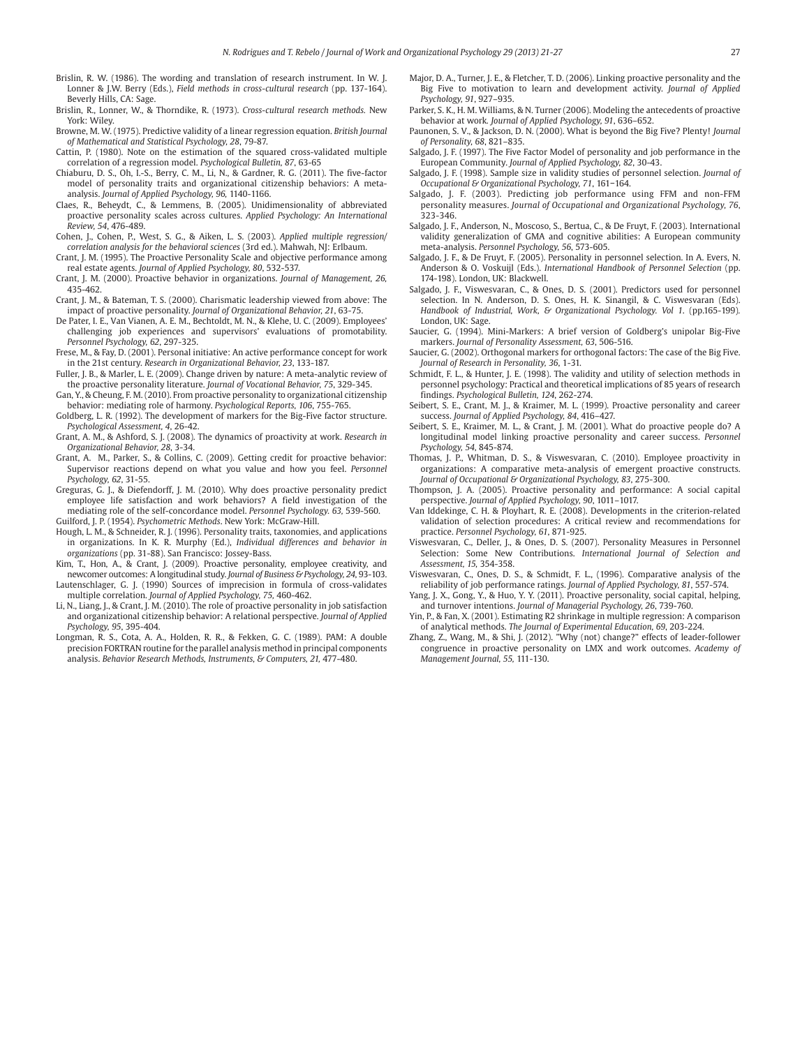Brislin, R. W. (1986). The wording and translation of research instrument. In W. J. Lonner & J.W. Berry (Eds.), *Field methods in cross-cultural research* (pp. 137-164). Beverly Hills, CA: Sage.

Brislin, R., Lonner, W., & Thorndike, R. (1973). *Cross-cultural research methods*. New York: Wiley.

Browne, M. W. (1975). Predictive validity of a linear regression equation. *British Journal of Mathematical and Statistical Psychology, 28*, 79-87.

Cattin, P. (1980). Note on the estimation of the squared cross-validated multiple correlation of a regression model. *Psychological Bulletin, 87*, 63-65

Chiaburu, D. S., Oh, I.-S., Berry, C. M., Li, N., & Gardner, R. G. (2011). The five-factor model of personality traits and organizational citizenship behaviors: A meta-analysis. *Journal of Applied Psychology, 96*, 1140-1166.

Claes, R., Beheydt, C., & Lemmens, B. (2005). Unidimensionality of abbreviated proactive personality scales across cultures. *Applied Psychology: An International Review, 54*, 476-489.

Cohen, J., Cohen, P., West, S. G., & Aiken, L. S. (2003). *Applied multiple regression/correlation analysis for the behavioral sciences* (3rd ed.). Mahwah, NJ: Erlbaum.

Crant, J. M. (1995). The Proactive Personality Scale and objective performance among real estate agents. *Journal of Applied Psychology, 80*, 532-537.

Crant, J. M. (2000). Proactive behavior in organizations. *Journal of Management, 26*, 435-462.

Crant, J. M., & Bateman, T. S. (2000). Charismatic leadership viewed from above: The impact of proactive personality. *Journal of Organizational Behavior, 21*, 63-75.

De Pater, I. E., Van Vianen, A. E. M., Bechtoldt, M. N., & Klehe, U. C. (2009). Employees' challenging job experiences and supervisors' evaluations of promotability. *Personnel Psychology, 62*, 297-325.

Frese, M., & Fay, D. (2001). Personal initiative: An active performance concept for work in the 21st century. *Research in Organizational Behavior, 23*, 133-187.

Fuller, J. B., & Marler, L. E. (2009). Change driven by nature: A meta-analytic review of the proactive personality literature. *Journal of Vocational Behavior, 75*, 329-345.

Gan, Y., & Cheung, F. M. (2010). From proactive personality to organizational citizenship behavior: mediating role of harmony. *Psychological Reports, 106*, 755-765.

Goldberg, L. R. (1992). The development of markers for the Big-Five factor structure. *Psychological Assessment, 4*, 26-42.

Grant, A. M., & Ashford, S. J. (2008). The dynamics of proactivity at work. *Research in Organizational Behavior, 28*, 3-34.

Grant, A. M., Parker, S., & Collins, C. (2009). Getting credit for proactive behavior: Supervisor reactions depend on what you value and how you feel. *Personnel Psychology, 62*, 31-55.

Greguras, G. J., & Diefendorff, J. M. (2010). Why does proactive personality predict employee life satisfaction and work behaviors? A field investigation of the mediating role of the self-concordance model. *Personnel Psychology. 63*, 539-560.

Guilford, J. P. (1954). *Psychometric Methods*. New York: McGraw-Hill.

Hough, L. M., & Schneider, R. J. (1996). Personality traits, taxonomies, and applications in organizations. In K. R. Murphy (Ed.), *Individual differences and behavior in organizations* (pp. 31-88). San Francisco: Jossey-Bass.

Kim, T., Hon, A., & Crant, J. (2009). Proactive personality, employee creativity, and newcomer outcomes: A longitudinal study. *Journal of Business & Psychology, 24*, 93-103.

Lautenschlager, G. J. (1990) Sources of imprecision in formula of cross-validates multiple correlation. *Journal of Applied Psychology, 75*, 460-462.

Li, N., Liang, J., & Crant, J. M. (2010). The role of proactive personality in job satisfaction and organizational citizenship behavior: A relational perspective. *Journal of Applied Psychology, 95*, 395-404.

Longman, R. S., Cota, A. A., Holden, R. R., & Fekken, G. C. (1989). PAM: A double precision FORTRAN routine for the parallel analysis method in principal components analysis. *Behavior Research Methods, Instruments, & Computers, 21*, 477-480.

Major, D. A., Turner, J. E., & Fletcher, T. D. (2006). Linking proactive personality and the Big Five to motivation to learn and development activity. *Journal of Applied Psychology, 91*, 927–935.

Parker, S. K., H. M. Williams, & N. Turner (2006). Modeling the antecedents of proactive behavior at work. *Journal of Applied Psychology, 91*, 636–652.

Paunonen, S. V., & Jackson, D. N. (2000). What is beyond the Big Five? Plenty! *Journal of Personality, 68*, 821–835.

Salgado, J. F. (1997). The Five Factor Model of personality and job performance in the European Community. *Journal of Applied Psychology, 82*, 30-43.

Salgado, J. F. (1998). Sample size in validity studies of personnel selection. *Journal of Occupational & Organizational Psychology, 71*, 161−164.

Salgado, J. F. (2003). Predicting job performance using FFM and non-FFM personality measures. *Journal of Occupational and Organizational Psychology, 76*, 323-346.

Salgado, J. F., Anderson, N., Moscoso, S., Bertua, C., & De Fruyt, F. (2003). International validity generalization of GMA and cognitive abilities: A European community meta-analysis. *Personnel Psychology, 56*, 573-605.

Salgado, J. F., & De Fruyt, F. (2005). Personality in personnel selection. In A. Evers, N. Anderson & O. Voskuijl (Eds.). *International Handbook of Personnel Selection* (pp. 174-198). London, UK: Blackwell.

Salgado, J. F., Viswesvaran, C., & Ones, D. S. (2001). Predictors used for personnel selection. In N. Anderson, D. S. Ones, H. K. Sinangil, & C. Viswesvaran (Eds). *Handbook of Industrial, Work, & Organizational Psychology. Vol 1*. (pp.165-199). London, UK: Sage.

Saucier, G. (1994). Mini-Markers: A brief version of Goldberg's unipolar Big-Five markers. *Journal of Personality Assessment, 63*, 506-516.

Saucier, G. (2002). Orthogonal markers for orthogonal factors: The case of the Big Five. *Journal of Research in Personality, 36*, 1-31.

Schmidt, F. L., & Hunter, J. E. (1998). The validity and utility of selection methods in personnel psychology: Practical and theoretical implications of 85 years of research findings. *Psychological Bulletin, 124*, 262-274.

Seibert, S. E., Crant, M. J., & Kraimer, M. L. (1999). Proactive personality and career success. *Journal of Applied Psychology, 84*, 416–427.

Seibert, S. E., Kraimer, M. L., & Crant, J. M. (2001). What do proactive people do? A longitudinal model linking proactive personality and career success. *Personnel Psychology, 54*, 845-874.

Thomas, J. P., Whitman, D. S., & Viswesvaran, C. (2010). Employee proactivity in organizations: A comparative meta-analysis of emergent proactive constructs. *Journal of Occupational & Organizational Psychology, 83*, 275-300.

Thompson, J. A. (2005). Proactive personality and performance: A social capital perspective. *Journal of Applied Psychology, 90*, 1011–1017.

Van Iddekinge, C. H. & Ployhart, R. E. (2008). Developments in the criterion-related validation of selection procedures: A critical review and recommendations for practice. *Personnel Psychology, 61*, 871-925.

Viswesvaran, C., Deller, J., & Ones, D. S. (2007). Personality Measures in Personnel Selection: Some New Contributions. *International Journal of Selection and Assessment, 15*, 354-358.

Viswesvaran, C., Ones, D. S., & Schmidt, F. L., (1996). Comparative analysis of the reliability of job performance ratings. *Journal of Applied Psychology, 81*, 557-574.

Yang, J. X., Gong, Y., & Huo, Y. Y. (2011). Proactive personality, social capital, helping, and turnover intentions. *Journal of Managerial Psychology, 26*, 739-760.

Yin, P., & Fan, X. (2001). Estimating R2 shrinkage in multiple regression: A comparison of analytical methods. *The Journal of Experimental Education, 69*, 203-224.

Zhang, Z., Wang, M., & Shi, J. (2012). "Why (not) change?" effects of leader-follower congruence in proactive personality on LMX and work outcomes. *Academy of Management Journal, 55*, 111-130.